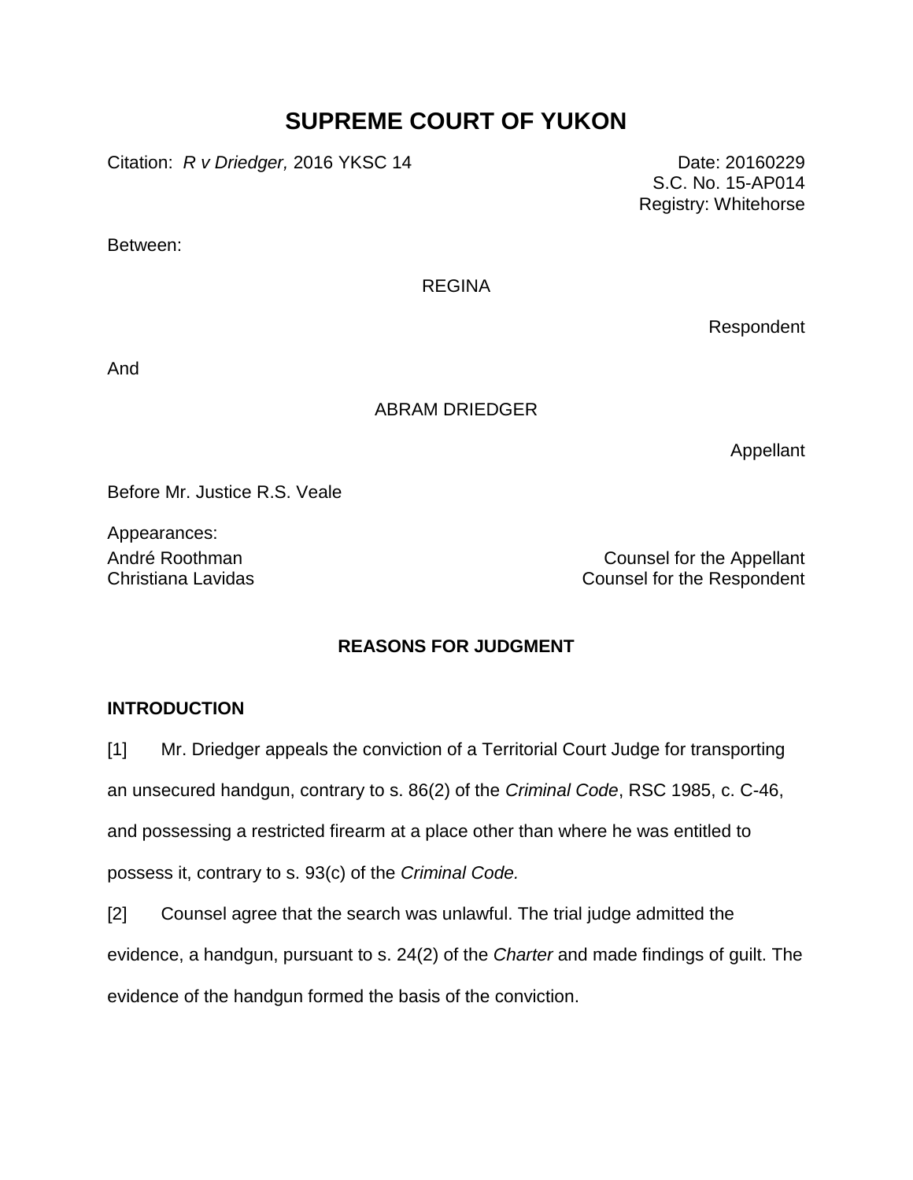# SUPREME COURT OF YUKON

Citation: *R v Driedger,* 2016 YKSC 14

Date: 20160229
S.C. No. 15-AP014
Registry: Whitehorse

Between:

REGINA

Respondent

And

ABRAM DRIEDGER

Appellant

Before Mr. Justice R.S. Veale

Appearances:

André Roothman — Counsel for the Appellant
Christiana Lavidas — Counsel for the Respondent

## REASONS FOR JUDGMENT

### INTRODUCTION

[1] Mr. Driedger appeals the conviction of a Territorial Court Judge for transporting an unsecured handgun, contrary to s. 86(2) of the *Criminal Code*, RSC 1985, c. C-46, and possessing a restricted firearm at a place other than where he was entitled to possess it, contrary to s. 93(c) of the *Criminal Code.*

[2] Counsel agree that the search was unlawful. The trial judge admitted the evidence, a handgun, pursuant to s. 24(2) of the *Charter* and made findings of guilt. The evidence of the handgun formed the basis of the conviction.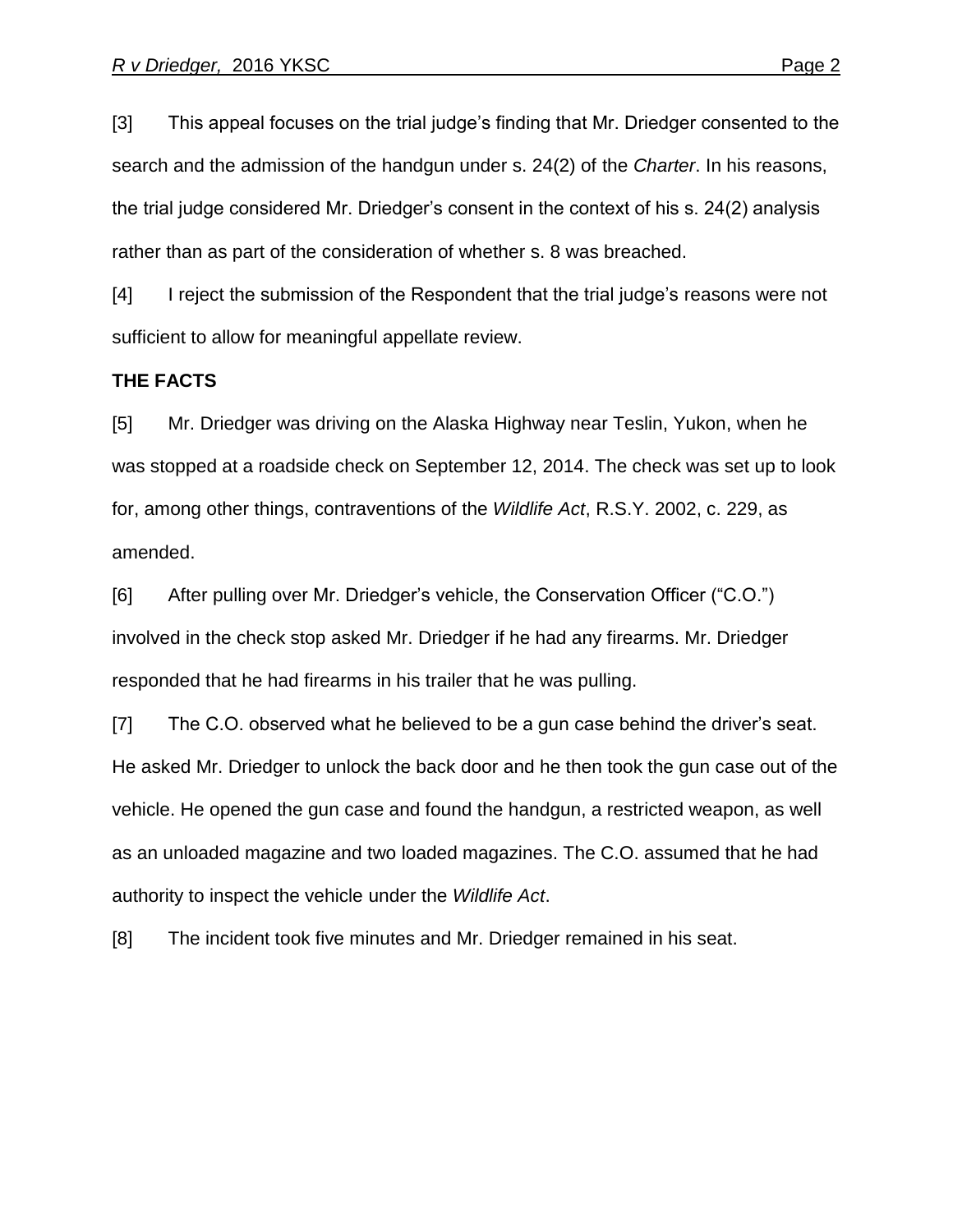[3] This appeal focuses on the trial judge's finding that Mr. Driedger consented to the search and the admission of the handgun under s. 24(2) of the *Charter*. In his reasons, the trial judge considered Mr. Driedger's consent in the context of his s. 24(2) analysis rather than as part of the consideration of whether s. 8 was breached.

[4] I reject the submission of the Respondent that the trial judge's reasons were not sufficient to allow for meaningful appellate review.

**THE FACTS**

[5] Mr. Driedger was driving on the Alaska Highway near Teslin, Yukon, when he was stopped at a roadside check on September 12, 2014. The check was set up to look for, among other things, contraventions of the *Wildlife Act*, R.S.Y. 2002, c. 229, as amended.

[6] After pulling over Mr. Driedger's vehicle, the Conservation Officer ("C.O.") involved in the check stop asked Mr. Driedger if he had any firearms. Mr. Driedger responded that he had firearms in his trailer that he was pulling.

[7] The C.O. observed what he believed to be a gun case behind the driver's seat. He asked Mr. Driedger to unlock the back door and he then took the gun case out of the vehicle. He opened the gun case and found the handgun, a restricted weapon, as well as an unloaded magazine and two loaded magazines. The C.O. assumed that he had authority to inspect the vehicle under the *Wildlife Act*.

[8] The incident took five minutes and Mr. Driedger remained in his seat.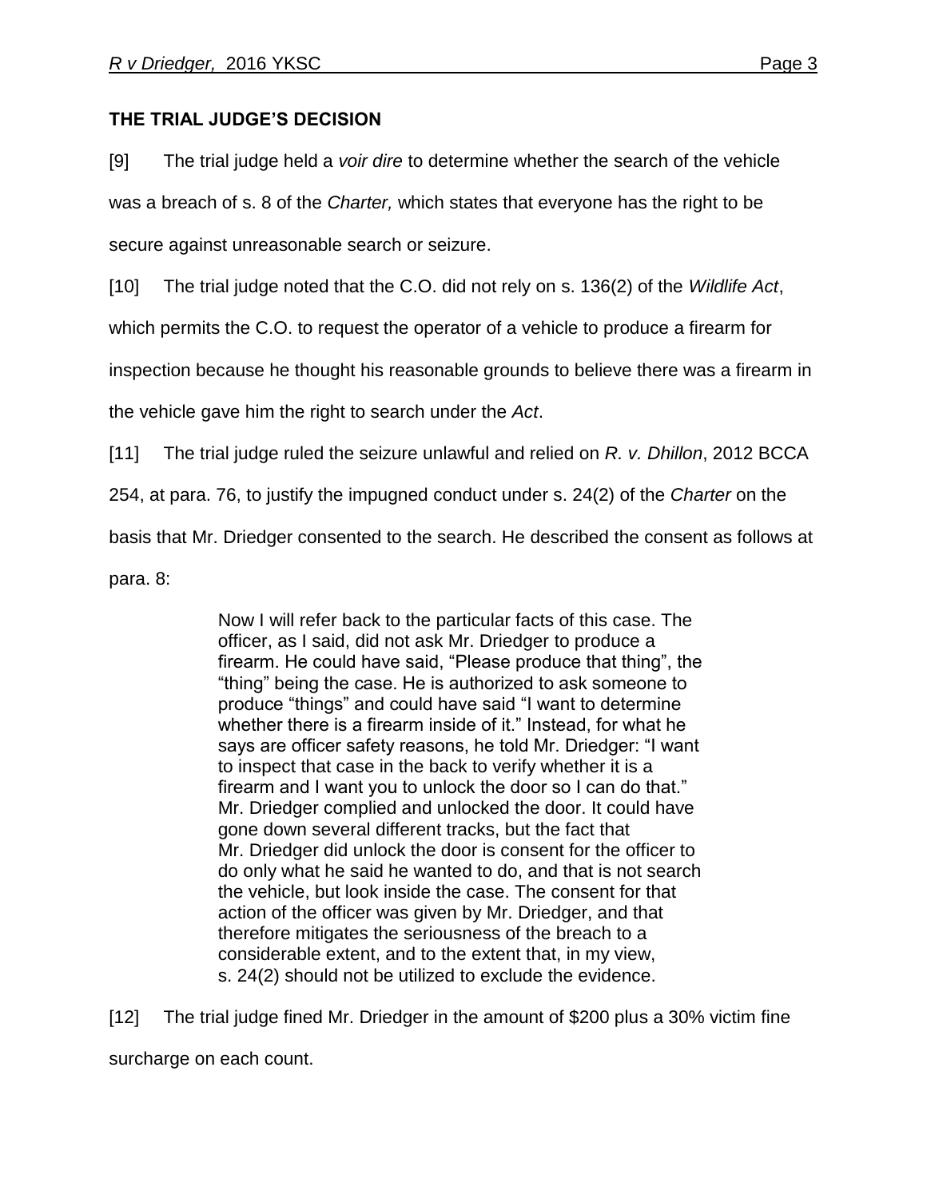**THE TRIAL JUDGE'S DECISION**

[9] The trial judge held a *voir dire* to determine whether the search of the vehicle was a breach of s. 8 of the *Charter,* which states that everyone has the right to be secure against unreasonable search or seizure.

[10] The trial judge noted that the C.O. did not rely on s. 136(2) of the *Wildlife Act*, which permits the C.O. to request the operator of a vehicle to produce a firearm for inspection because he thought his reasonable grounds to believe there was a firearm in the vehicle gave him the right to search under the *Act*.

[11] The trial judge ruled the seizure unlawful and relied on *R. v. Dhillon*, 2012 BCCA 254, at para. 76, to justify the impugned conduct under s. 24(2) of the *Charter* on the basis that Mr. Driedger consented to the search. He described the consent as follows at para. 8:

> Now I will refer back to the particular facts of this case. The officer, as I said, did not ask Mr. Driedger to produce a firearm. He could have said, "Please produce that thing", the "thing" being the case. He is authorized to ask someone to produce "things" and could have said "I want to determine whether there is a firearm inside of it." Instead, for what he says are officer safety reasons, he told Mr. Driedger: "I want to inspect that case in the back to verify whether it is a firearm and I want you to unlock the door so I can do that." Mr. Driedger complied and unlocked the door. It could have gone down several different tracks, but the fact that Mr. Driedger did unlock the door is consent for the officer to do only what he said he wanted to do, and that is not search the vehicle, but look inside the case. The consent for that action of the officer was given by Mr. Driedger, and that therefore mitigates the seriousness of the breach to a considerable extent, and to the extent that, in my view, s. 24(2) should not be utilized to exclude the evidence.

[12] The trial judge fined Mr. Driedger in the amount of $200 plus a 30% victim fine surcharge on each count.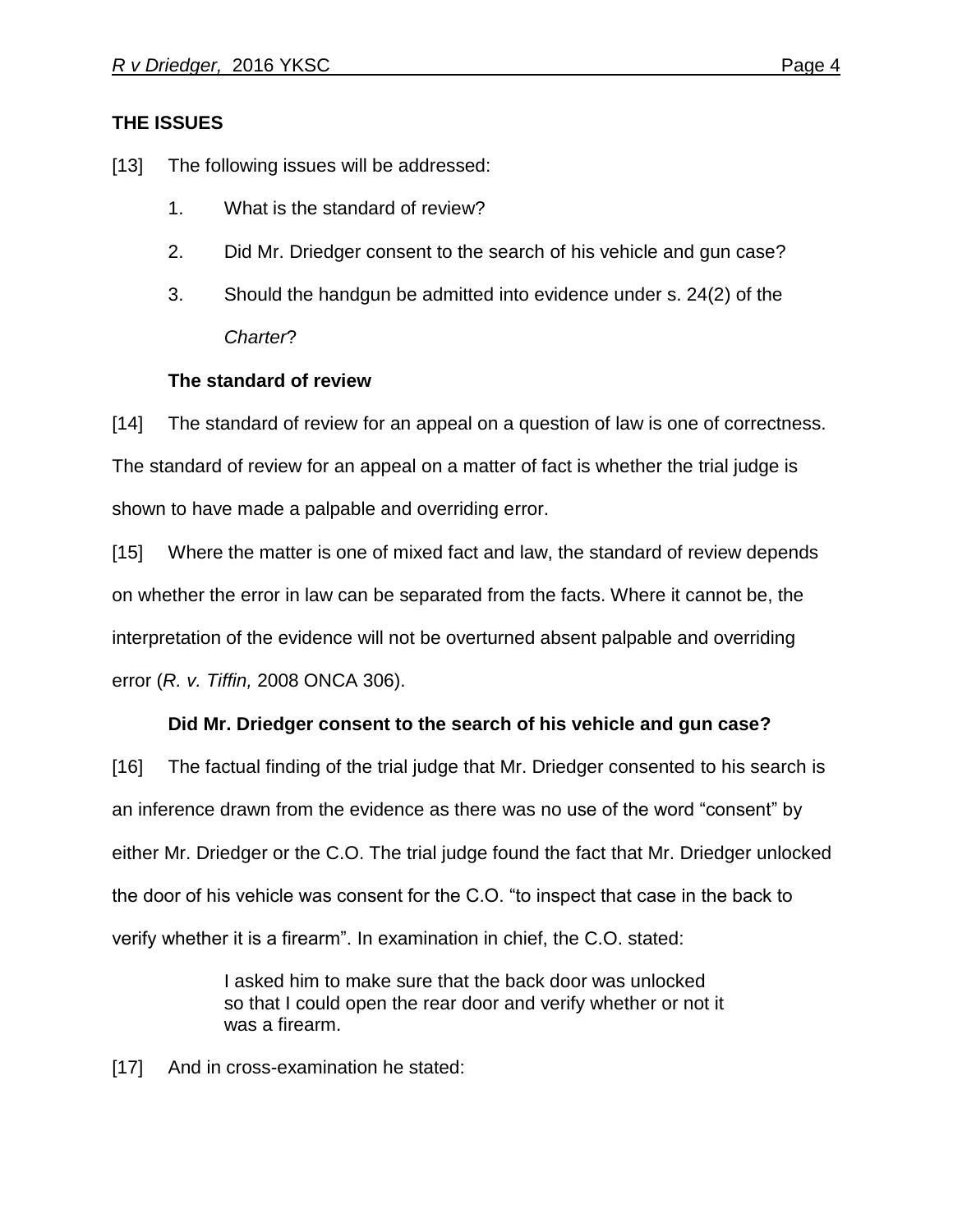**THE ISSUES**

[13] The following issues will be addressed:

1. What is the standard of review?
2. Did Mr. Driedger consent to the search of his vehicle and gun case?
3. Should the handgun be admitted into evidence under s. 24(2) of the *Charter*?

**The standard of review**

[14] The standard of review for an appeal on a question of law is one of correctness. The standard of review for an appeal on a matter of fact is whether the trial judge is shown to have made a palpable and overriding error.

[15] Where the matter is one of mixed fact and law, the standard of review depends on whether the error in law can be separated from the facts. Where it cannot be, the interpretation of the evidence will not be overturned absent palpable and overriding error (*R. v. Tiffin,* 2008 ONCA 306).

**Did Mr. Driedger consent to the search of his vehicle and gun case?**

[16] The factual finding of the trial judge that Mr. Driedger consented to his search is an inference drawn from the evidence as there was no use of the word "consent" by either Mr. Driedger or the C.O. The trial judge found the fact that Mr. Driedger unlocked the door of his vehicle was consent for the C.O. "to inspect that case in the back to verify whether it is a firearm". In examination in chief, the C.O. stated:

> I asked him to make sure that the back door was unlocked so that I could open the rear door and verify whether or not it was a firearm.

[17] And in cross-examination he stated: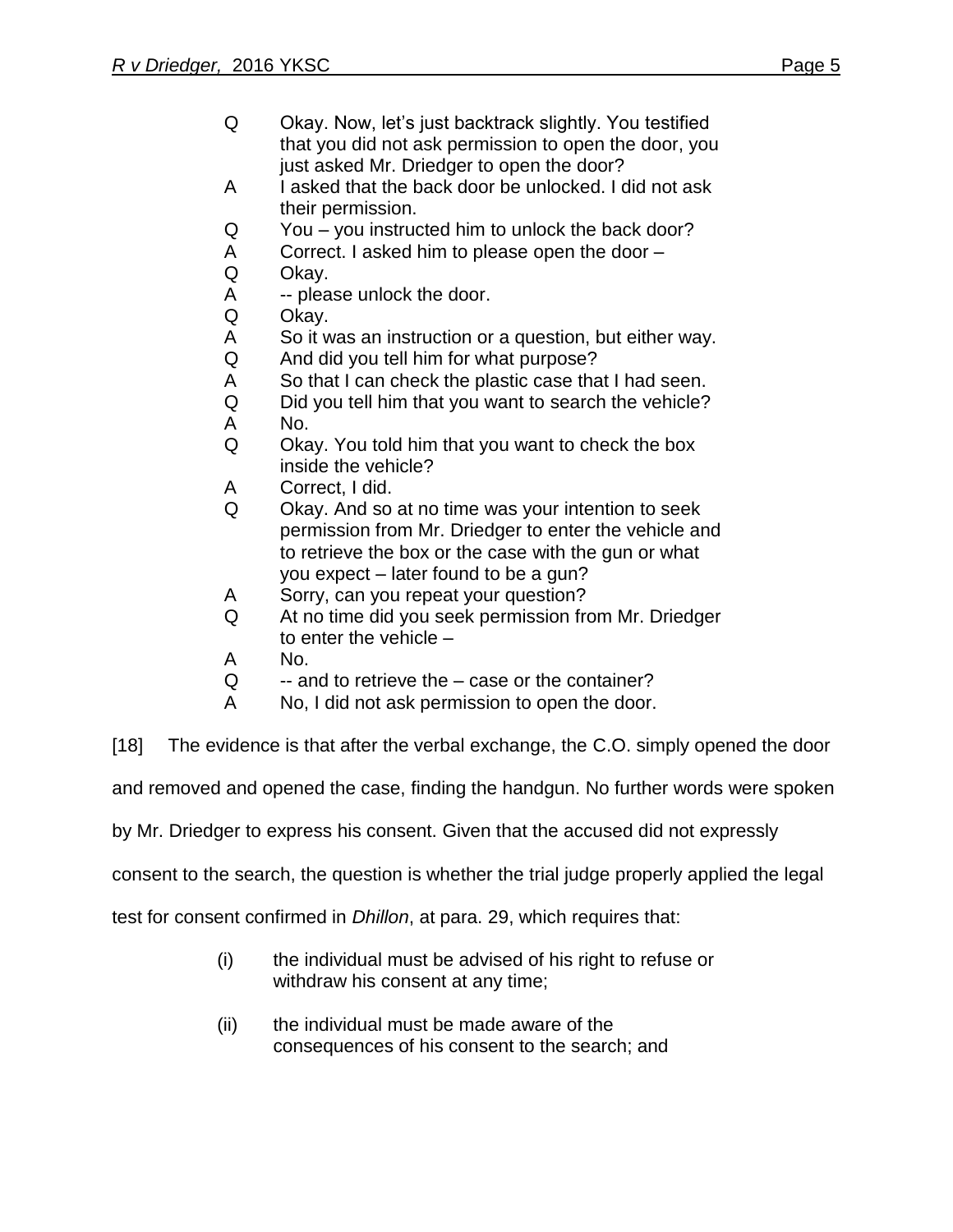Q Okay. Now, let's just backtrack slightly. You testified that you did not ask permission to open the door, you just asked Mr. Driedger to open the door?

A I asked that the back door be unlocked. I did not ask their permission.

Q You – you instructed him to unlock the back door?

A Correct. I asked him to please open the door –

Q Okay.

A -- please unlock the door.

Q Okay.

A So it was an instruction or a question, but either way.

Q And did you tell him for what purpose?

A So that I can check the plastic case that I had seen.

Q Did you tell him that you want to search the vehicle?

A No.

Q Okay. You told him that you want to check the box inside the vehicle?

A Correct, I did.

Q Okay. And so at no time was your intention to seek permission from Mr. Driedger to enter the vehicle and to retrieve the box or the case with the gun or what you expect – later found to be a gun?

A Sorry, can you repeat your question?

Q At no time did you seek permission from Mr. Driedger to enter the vehicle –

A No.

Q -- and to retrieve the – case or the container?

A No, I did not ask permission to open the door.

[18] The evidence is that after the verbal exchange, the C.O. simply opened the door and removed and opened the case, finding the handgun. No further words were spoken by Mr. Driedger to express his consent. Given that the accused did not expressly consent to the search, the question is whether the trial judge properly applied the legal test for consent confirmed in *Dhillon*, at para. 29, which requires that:

> (i) the individual must be advised of his right to refuse or withdraw his consent at any time;
>
> (ii) the individual must be made aware of the consequences of his consent to the search; and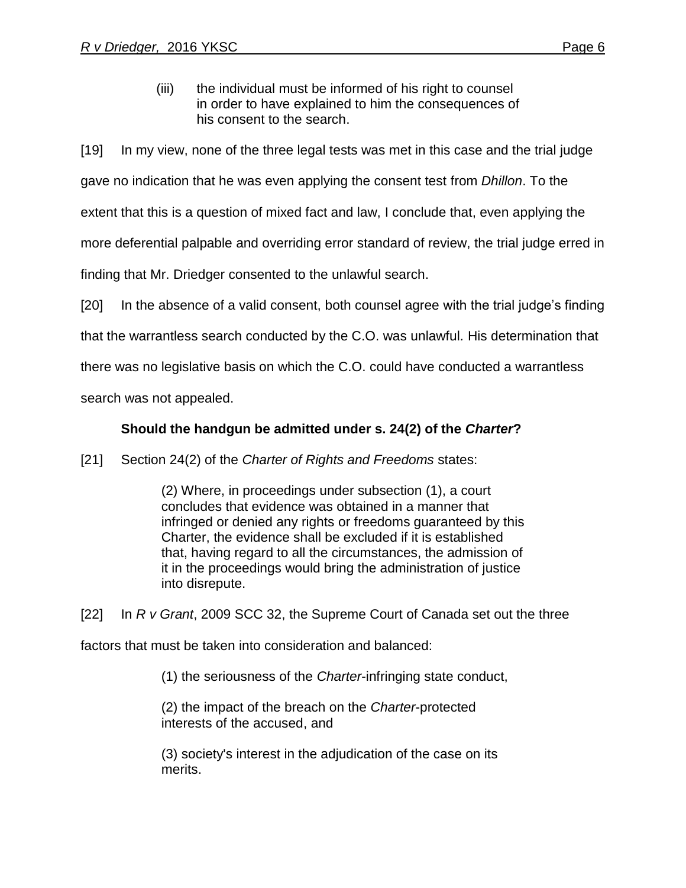> (iii) the individual must be informed of his right to counsel in order to have explained to him the consequences of his consent to the search.

[19] In my view, none of the three legal tests was met in this case and the trial judge gave no indication that he was even applying the consent test from *Dhillon*. To the extent that this is a question of mixed fact and law, I conclude that, even applying the more deferential palpable and overriding error standard of review, the trial judge erred in finding that Mr. Driedger consented to the unlawful search.

[20] In the absence of a valid consent, both counsel agree with the trial judge's finding that the warrantless search conducted by the C.O. was unlawful. His determination that there was no legislative basis on which the C.O. could have conducted a warrantless search was not appealed.

**Should the handgun be admitted under s. 24(2) of the *Charter*?**

[21] Section 24(2) of the *Charter of Rights and Freedoms* states:

> (2) Where, in proceedings under subsection (1), a court concludes that evidence was obtained in a manner that infringed or denied any rights or freedoms guaranteed by this Charter, the evidence shall be excluded if it is established that, having regard to all the circumstances, the admission of it in the proceedings would bring the administration of justice into disrepute.

[22] In *R v Grant*, 2009 SCC 32, the Supreme Court of Canada set out the three factors that must be taken into consideration and balanced:

> (1) the seriousness of the *Charter*-infringing state conduct,
>
> (2) the impact of the breach on the *Charter*-protected interests of the accused, and
>
> (3) society's interest in the adjudication of the case on its merits.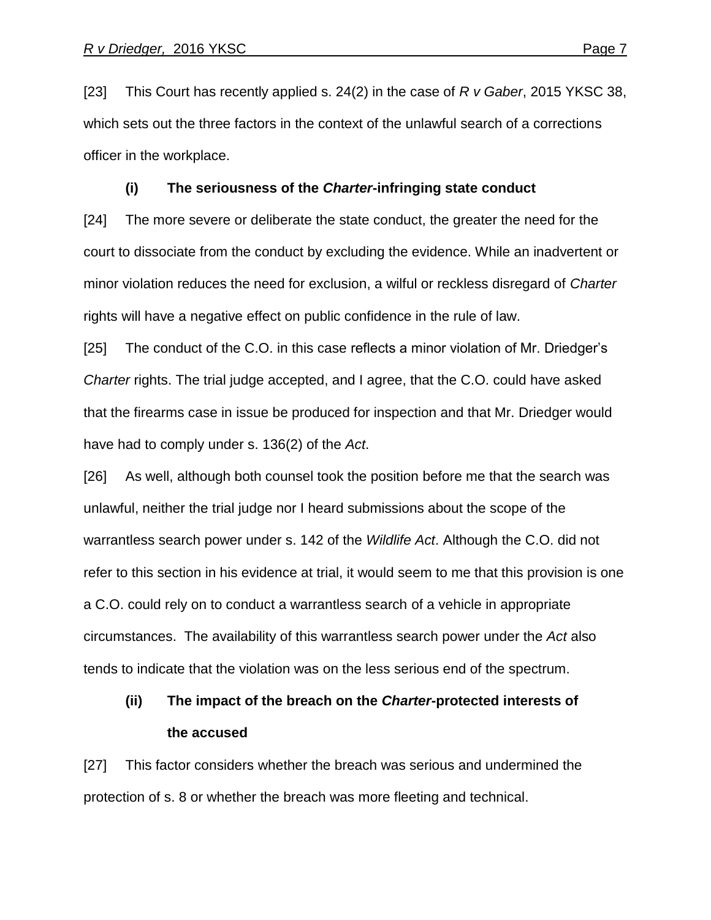[23] This Court has recently applied s. 24(2) in the case of *R v Gaber*, 2015 YKSC 38, which sets out the three factors in the context of the unlawful search of a corrections officer in the workplace.

### (i) The seriousness of the *Charter*-infringing state conduct

[24] The more severe or deliberate the state conduct, the greater the need for the court to dissociate from the conduct by excluding the evidence. While an inadvertent or minor violation reduces the need for exclusion, a wilful or reckless disregard of *Charter* rights will have a negative effect on public confidence in the rule of law.

[25] The conduct of the C.O. in this case reflects a minor violation of Mr. Driedger's *Charter* rights. The trial judge accepted, and I agree, that the C.O. could have asked that the firearms case in issue be produced for inspection and that Mr. Driedger would have had to comply under s. 136(2) of the *Act*.

[26] As well, although both counsel took the position before me that the search was unlawful, neither the trial judge nor I heard submissions about the scope of the warrantless search power under s. 142 of the *Wildlife Act*. Although the C.O. did not refer to this section in his evidence at trial, it would seem to me that this provision is one a C.O. could rely on to conduct a warrantless search of a vehicle in appropriate circumstances. The availability of this warrantless search power under the *Act* also tends to indicate that the violation was on the less serious end of the spectrum.

### (ii) The impact of the breach on the *Charter*-protected interests of the accused

[27] This factor considers whether the breach was serious and undermined the protection of s. 8 or whether the breach was more fleeting and technical.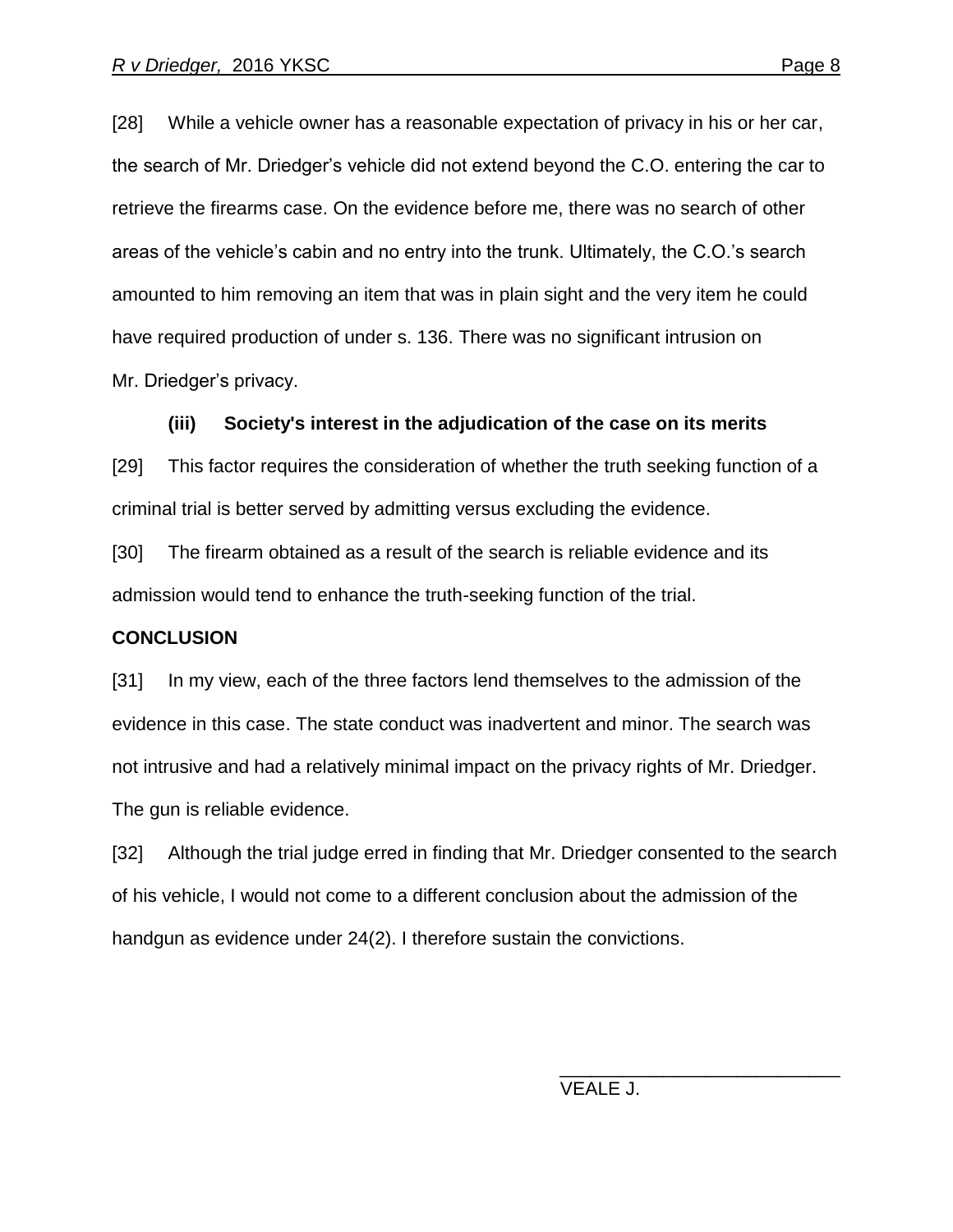[28] While a vehicle owner has a reasonable expectation of privacy in his or her car, the search of Mr. Driedger's vehicle did not extend beyond the C.O. entering the car to retrieve the firearms case. On the evidence before me, there was no search of other areas of the vehicle's cabin and no entry into the trunk. Ultimately, the C.O.'s search amounted to him removing an item that was in plain sight and the very item he could have required production of under s. 136. There was no significant intrusion on Mr. Driedger's privacy.

**(iii) Society's interest in the adjudication of the case on its merits**

[29] This factor requires the consideration of whether the truth seeking function of a criminal trial is better served by admitting versus excluding the evidence.

[30] The firearm obtained as a result of the search is reliable evidence and its admission would tend to enhance the truth-seeking function of the trial.

## CONCLUSION

[31] In my view, each of the three factors lend themselves to the admission of the evidence in this case. The state conduct was inadvertent and minor. The search was not intrusive and had a relatively minimal impact on the privacy rights of Mr. Driedger. The gun is reliable evidence.

[32] Although the trial judge erred in finding that Mr. Driedger consented to the search of his vehicle, I would not come to a different conclusion about the admission of the handgun as evidence under 24(2). I therefore sustain the convictions.

___________________________

VEALE J.